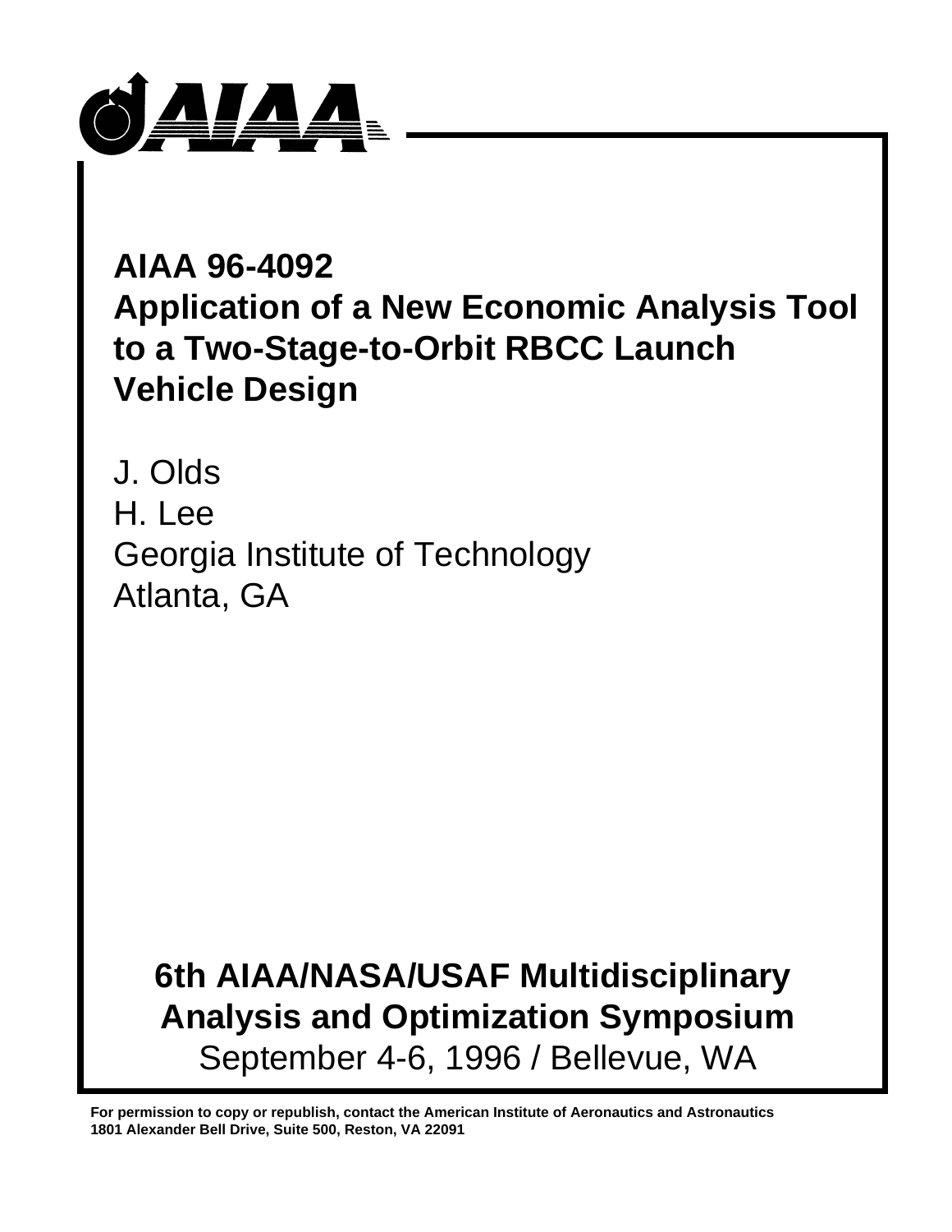# AIAA 96-4092
# Application of a New Economic Analysis Tool to a Two-Stage-to-Orbit RBCC Launch Vehicle Design

J. Olds
H. Lee
Georgia Institute of Technology
Atlanta, GA

**6th AIAA/NASA/USAF Multidisciplinary Analysis and Optimization Symposium**
September 4-6, 1996 / Bellevue, WA

**For permission to copy or republish, contact the American Institute of Aeronautics and Astronautics 1801 Alexander Bell Drive, Suite 500, Reston, VA 22091**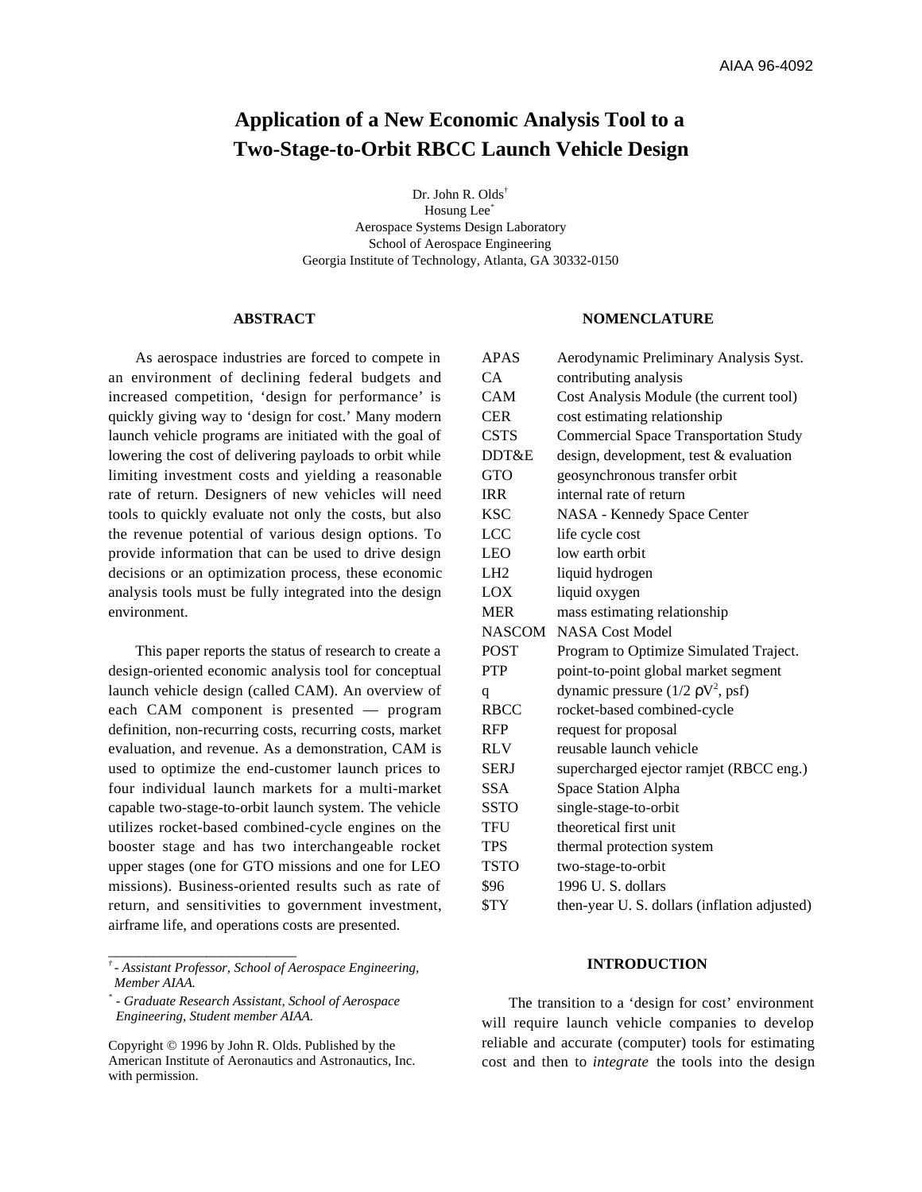# Application of a New Economic Analysis Tool to a Two-Stage-to-Orbit RBCC Launch Vehicle Design

Dr. John R. Olds[†]
Hosung Lee[*]
Aerospace Systems Design Laboratory
School of Aerospace Engineering
Georgia Institute of Technology, Atlanta, GA 30332-0150

## ABSTRACT

As aerospace industries are forced to compete in an environment of declining federal budgets and increased competition, 'design for performance' is quickly giving way to 'design for cost.' Many modern launch vehicle programs are initiated with the goal of lowering the cost of delivering payloads to orbit while limiting investment costs and yielding a reasonable rate of return. Designers of new vehicles will need tools to quickly evaluate not only the costs, but also the revenue potential of various design options. To provide information that can be used to drive design decisions or an optimization process, these economic analysis tools must be fully integrated into the design environment.

This paper reports the status of research to create a design-oriented economic analysis tool for conceptual launch vehicle design (called CAM). An overview of each CAM component is presented — program definition, non-recurring costs, recurring costs, market evaluation, and revenue. As a demonstration, CAM is used to optimize the end-customer launch prices to four individual launch markets for a multi-market capable two-stage-to-orbit launch system. The vehicle utilizes rocket-based combined-cycle engines on the booster stage and has two interchangeable rocket upper stages (one for GTO missions and one for LEO missions). Business-oriented results such as rate of return, and sensitivities to government investment, airframe life, and operations costs are presented.

[†] - *Assistant Professor, School of Aerospace Engineering, Member AIAA.*

[*] - *Graduate Research Assistant, School of Aerospace Engineering, Student member AIAA.*

Copyright © 1996 by John R. Olds. Published by the American Institute of Aeronautics and Astronautics, Inc. with permission.

## NOMENCLATURE

| | |
|---|---|
| APAS | Aerodynamic Preliminary Analysis Syst. |
| CA | contributing analysis |
| CAM | Cost Analysis Module (the current tool) |
| CER | cost estimating relationship |
| CSTS | Commercial Space Transportation Study |
| DDT&E | design, development, test & evaluation |
| GTO | geosynchronous transfer orbit |
| IRR | internal rate of return |
| KSC | NASA - Kennedy Space Center |
| LCC | life cycle cost |
| LEO | low earth orbit |
| LH2 | liquid hydrogen |
| LOX | liquid oxygen |
| MER | mass estimating relationship |
| NASCOM | NASA Cost Model |
| POST | Program to Optimize Simulated Traject. |
| PTP | point-to-point global market segment |
| q | dynamic pressure ($1/2\ \rho V^2$, psf) |
| RBCC | rocket-based combined-cycle |
| RFP | request for proposal |
| RLV | reusable launch vehicle |
| SERJ | supercharged ejector ramjet (RBCC eng.) |
| SSA | Space Station Alpha |
| SSTO | single-stage-to-orbit |
| TFU | theoretical first unit |
| TPS | thermal protection system |
| TSTO | two-stage-to-orbit |
| \$96 | 1996 U. S. dollars |
| \$TY | then-year U. S. dollars (inflation adjusted) |

## INTRODUCTION

The transition to a 'design for cost' environment will require launch vehicle companies to develop reliable and accurate (computer) tools for estimating cost and then to *integrate* the tools into the design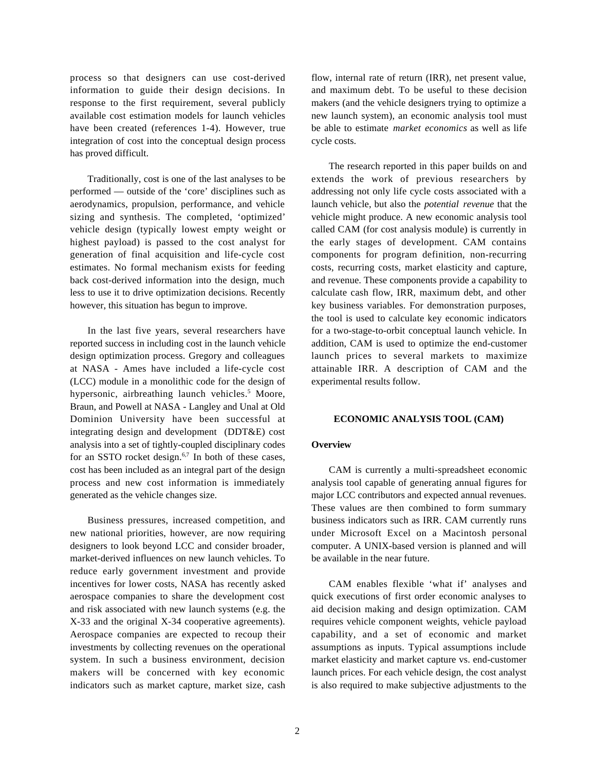process so that designers can use cost-derived information to guide their design decisions. In response to the first requirement, several publicly available cost estimation models for launch vehicles have been created (references 1-4). However, true integration of cost into the conceptual design process has proved difficult.

Traditionally, cost is one of the last analyses to be performed — outside of the 'core' disciplines such as aerodynamics, propulsion, performance, and vehicle sizing and synthesis. The completed, 'optimized' vehicle design (typically lowest empty weight or highest payload) is passed to the cost analyst for generation of final acquisition and life-cycle cost estimates. No formal mechanism exists for feeding back cost-derived information into the design, much less to use it to drive optimization decisions. Recently however, this situation has begun to improve.

In the last five years, several researchers have reported success in including cost in the launch vehicle design optimization process. Gregory and colleagues at NASA - Ames have included a life-cycle cost (LCC) module in a monolithic code for the design of hypersonic, airbreathing launch vehicles.[5] Moore, Braun, and Powell at NASA - Langley and Unal at Old Dominion University have been successful at integrating design and development (DDT&E) cost analysis into a set of tightly-coupled disciplinary codes for an SSTO rocket design.[6,7] In both of these cases, cost has been included as an integral part of the design process and new cost information is immediately generated as the vehicle changes size.

Business pressures, increased competition, and new national priorities, however, are now requiring designers to look beyond LCC and consider broader, market-derived influences on new launch vehicles. To reduce early government investment and provide incentives for lower costs, NASA has recently asked aerospace companies to share the development cost and risk associated with new launch systems (e.g. the X-33 and the original X-34 cooperative agreements). Aerospace companies are expected to recoup their investments by collecting revenues on the operational system. In such a business environment, decision makers will be concerned with key economic indicators such as market capture, market size, cash flow, internal rate of return (IRR), net present value, and maximum debt. To be useful to these decision makers (and the vehicle designers trying to optimize a new launch system), an economic analysis tool must be able to estimate *market economics* as well as life cycle costs.

The research reported in this paper builds on and extends the work of previous researchers by addressing not only life cycle costs associated with a launch vehicle, but also the *potential revenue* that the vehicle might produce. A new economic analysis tool called CAM (for cost analysis module) is currently in the early stages of development. CAM contains components for program definition, non-recurring costs, recurring costs, market elasticity and capture, and revenue. These components provide a capability to calculate cash flow, IRR, maximum debt, and other key business variables. For demonstration purposes, the tool is used to calculate key economic indicators for a two-stage-to-orbit conceptual launch vehicle. In addition, CAM is used to optimize the end-customer launch prices to several markets to maximize attainable IRR. A description of CAM and the experimental results follow.

## ECONOMIC ANALYSIS TOOL (CAM)

### Overview

CAM is currently a multi-spreadsheet economic analysis tool capable of generating annual figures for major LCC contributors and expected annual revenues. These values are then combined to form summary business indicators such as IRR. CAM currently runs under Microsoft Excel on a Macintosh personal computer. A UNIX-based version is planned and will be available in the near future.

CAM enables flexible 'what if' analyses and quick executions of first order economic analyses to aid decision making and design optimization. CAM requires vehicle component weights, vehicle payload capability, and a set of economic and market assumptions as inputs. Typical assumptions include market elasticity and market capture vs. end-customer launch prices. For each vehicle design, the cost analyst is also required to make subjective adjustments to the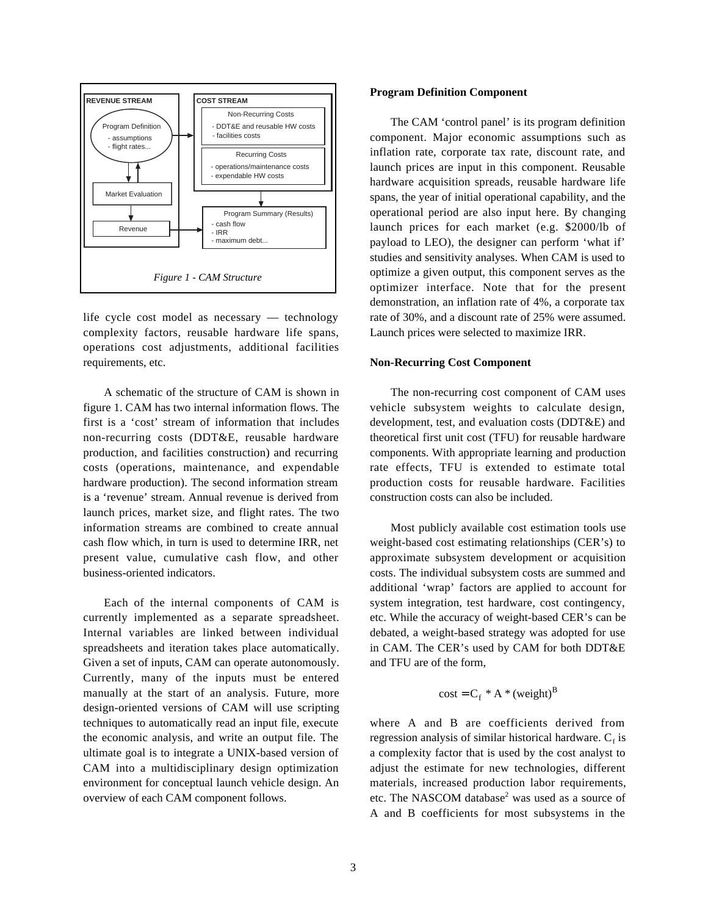REVENUE STREAM

Program Definition
- assumptions
- flight rates...

Market Evaluation

Revenue

COST STREAM

Non-Recurring Costs
- DDT&E and reusable HW costs
- facilities costs

Recurring Costs
- operations/maintenance costs
- expendable HW costs

Program Summary (Results)
- cash flow
- IRR
- maximum debt...

*Figure 1 - CAM Structure*

life cycle cost model as necessary — technology complexity factors, reusable hardware life spans, operations cost adjustments, additional facilities requirements, etc.

A schematic of the structure of CAM is shown in figure 1. CAM has two internal information flows. The first is a 'cost' stream of information that includes non-recurring costs (DDT&E, reusable hardware production, and facilities construction) and recurring costs (operations, maintenance, and expendable hardware production). The second information stream is a 'revenue' stream. Annual revenue is derived from launch prices, market size, and flight rates. The two information streams are combined to create annual cash flow which, in turn is used to determine IRR, net present value, cumulative cash flow, and other business-oriented indicators.

Each of the internal components of CAM is currently implemented as a separate spreadsheet. Internal variables are linked between individual spreadsheets and iteration takes place automatically. Given a set of inputs, CAM can operate autonomously. Currently, many of the inputs must be entered manually at the start of an analysis. Future, more design-oriented versions of CAM will use scripting techniques to automatically read an input file, execute the economic analysis, and write an output file. The ultimate goal is to integrate a UNIX-based version of CAM into a multidisciplinary design optimization environment for conceptual launch vehicle design. An overview of each CAM component follows.

**Program Definition Component**

The CAM 'control panel' is its program definition component. Major economic assumptions such as inflation rate, corporate tax rate, discount rate, and launch prices are input in this component. Reusable hardware acquisition spreads, reusable hardware life spans, the year of initial operational capability, and the operational period are also input here. By changing launch prices for each market (e.g. $2000/lb of payload to LEO), the designer can perform 'what if' studies and sensitivity analyses. When CAM is used to optimize a given output, this component serves as the optimizer interface. Note that for the present demonstration, an inflation rate of 4%, a corporate tax rate of 30%, and a discount rate of 25% were assumed. Launch prices were selected to maximize IRR.

**Non-Recurring Cost Component**

The non-recurring cost component of CAM uses vehicle subsystem weights to calculate design, development, test, and evaluation costs (DDT&E) and theoretical first unit cost (TFU) for reusable hardware components. With appropriate learning and production rate effects, TFU is extended to estimate total production costs for reusable hardware. Facilities construction costs can also be included.

Most publicly available cost estimation tools use weight-based cost estimating relationships (CER's) to approximate subsystem development or acquisition costs. The individual subsystem costs are summed and additional 'wrap' factors are applied to account for system integration, test hardware, cost contingency, etc. While the accuracy of weight-based CER's can be debated, a weight-based strategy was adopted for use in CAM. The CER's used by CAM for both DDT&E and TFU are of the form,

$$\text{cost} = C_f * A * (\text{weight})^B$$

where A and B are coefficients derived from regression analysis of similar historical hardware. $C_f$ is a complexity factor that is used by the cost analyst to adjust the estimate for new technologies, different materials, increased production labor requirements, etc. The NASCOM database[2] was used as a source of A and B coefficients for most subsystems in the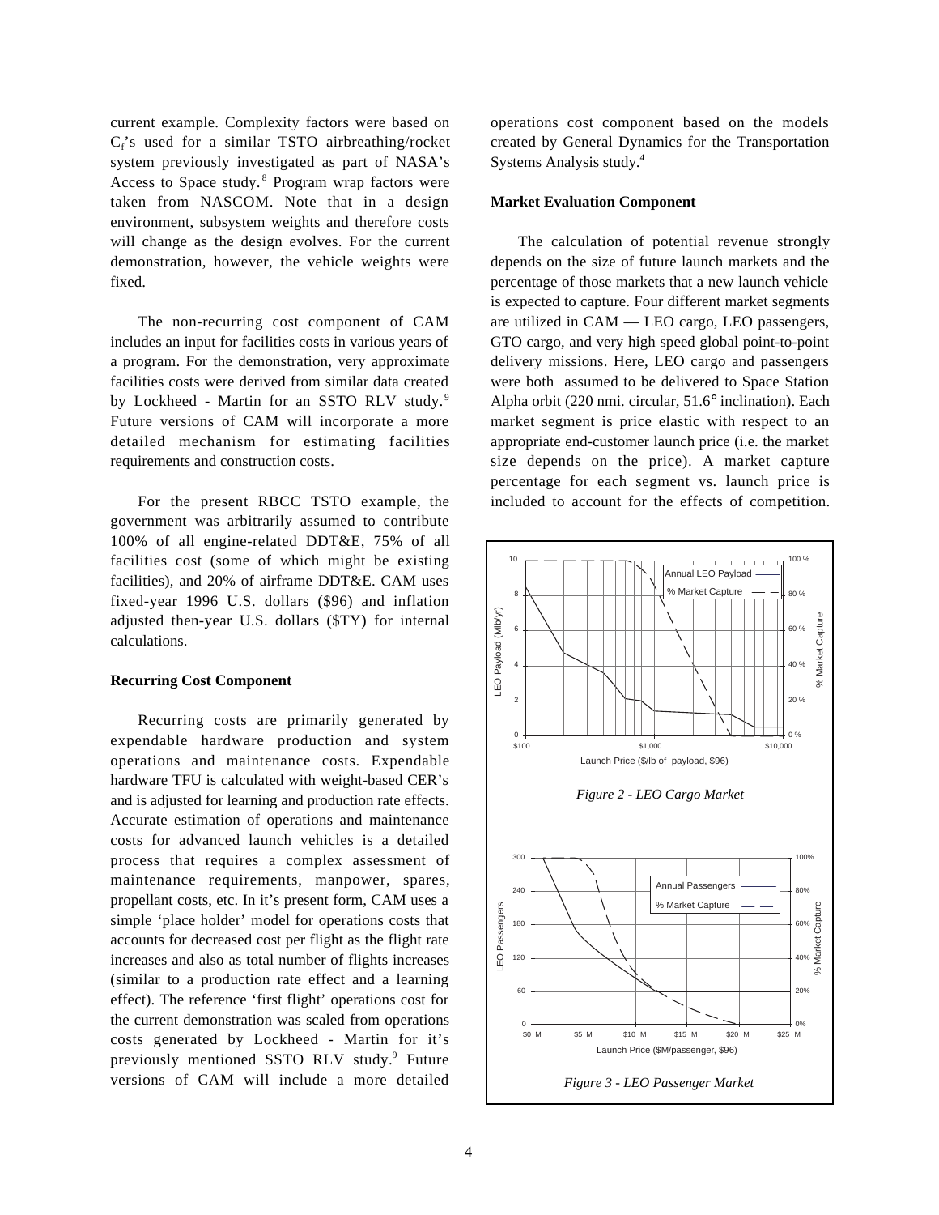current example. Complexity factors were based on $C_f$'s used for a similar TSTO airbreathing/rocket system previously investigated as part of NASA's Access to Space study.[8] Program wrap factors were taken from NASCOM. Note that in a design environment, subsystem weights and therefore costs will change as the design evolves. For the current demonstration, however, the vehicle weights were fixed.

The non-recurring cost component of CAM includes an input for facilities costs in various years of a program. For the demonstration, very approximate facilities costs were derived from similar data created by Lockheed - Martin for an SSTO RLV study.[9] Future versions of CAM will incorporate a more detailed mechanism for estimating facilities requirements and construction costs.

For the present RBCC TSTO example, the government was arbitrarily assumed to contribute 100% of all engine-related DDT&E, 75% of all facilities cost (some of which might be existing facilities), and 20% of airframe DDT&E. CAM uses fixed-year 1996 U.S. dollars ($96) and inflation adjusted then-year U.S. dollars ($TY) for internal calculations.

**Recurring Cost Component**

Recurring costs are primarily generated by expendable hardware production and system operations and maintenance costs. Expendable hardware TFU is calculated with weight-based CER's and is adjusted for learning and production rate effects. Accurate estimation of operations and maintenance costs for advanced launch vehicles is a detailed process that requires a complex assessment of maintenance requirements, manpower, spares, propellant costs, etc. In it's present form, CAM uses a simple 'place holder' model for operations costs that accounts for decreased cost per flight as the flight rate increases and also as total number of flights increases (similar to a production rate effect and a learning effect). The reference 'first flight' operations cost for the current demonstration was scaled from operations costs generated by Lockheed - Martin for it's previously mentioned SSTO RLV study.[9] Future versions of CAM will include a more detailed operations cost component based on the models created by General Dynamics for the Transportation Systems Analysis study.[4]

**Market Evaluation Component**

The calculation of potential revenue strongly depends on the size of future launch markets and the percentage of those markets that a new launch vehicle is expected to capture. Four different market segments are utilized in CAM — LEO cargo, LEO passengers, GTO cargo, and very high speed global point-to-point delivery missions. Here, LEO cargo and passengers were both assumed to be delivered to Space Station Alpha orbit (220 nmi. circular, 51.6° inclination). Each market segment is price elastic with respect to an appropriate end-customer launch price (i.e. the market size depends on the price). A market capture percentage for each segment vs. launch price is included to account for the effects of competition.

*Figure 2 - LEO Cargo Market*

*Figure 3 - LEO Passenger Market*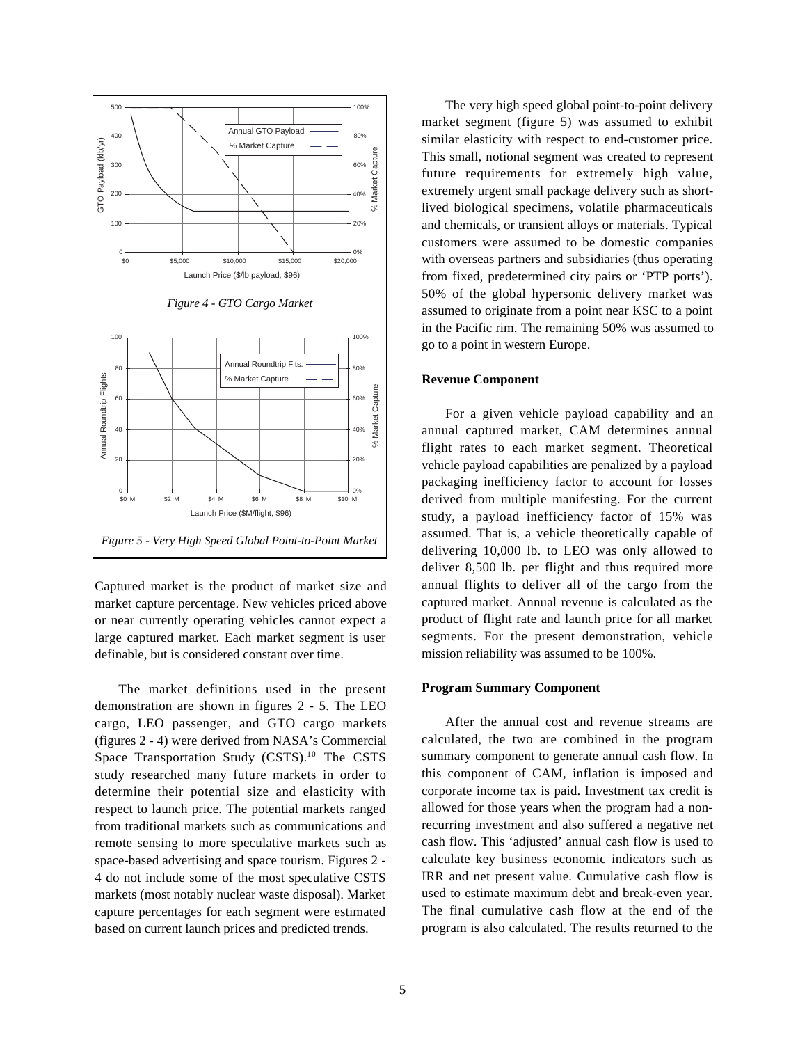*Figure 4 - GTO Cargo Market*

*Figure 5 - Very High Speed Global Point-to-Point Market*

Captured market is the product of market size and market capture percentage. New vehicles priced above or near currently operating vehicles cannot expect a large captured market. Each market segment is user definable, but is considered constant over time.

The market definitions used in the present demonstration are shown in figures 2 - 5. The LEO cargo, LEO passenger, and GTO cargo markets (figures 2 - 4) were derived from NASA's Commercial Space Transportation Study (CSTS).[10] The CSTS study researched many future markets in order to determine their potential size and elasticity with respect to launch price. The potential markets ranged from traditional markets such as communications and remote sensing to more speculative markets such as space-based advertising and space tourism. Figures 2 - 4 do not include some of the most speculative CSTS markets (most notably nuclear waste disposal). Market capture percentages for each segment were estimated based on current launch prices and predicted trends.

The very high speed global point-to-point delivery market segment (figure 5) was assumed to exhibit similar elasticity with respect to end-customer price. This small, notional segment was created to represent future requirements for extremely high value, extremely urgent small package delivery such as short-lived biological specimens, volatile pharmaceuticals and chemicals, or transient alloys or materials. Typical customers were assumed to be domestic companies with overseas partners and subsidiaries (thus operating from fixed, predetermined city pairs or 'PTP ports'). 50% of the global hypersonic delivery market was assumed to originate from a point near KSC to a point in the Pacific rim. The remaining 50% was assumed to go to a point in western Europe.

### Revenue Component

For a given vehicle payload capability and an annual captured market, CAM determines annual flight rates to each market segment. Theoretical vehicle payload capabilities are penalized by a payload packaging inefficiency factor to account for losses derived from multiple manifesting. For the current study, a payload inefficiency factor of 15% was assumed. That is, a vehicle theoretically capable of delivering 10,000 lb. to LEO was only allowed to deliver 8,500 lb. per flight and thus required more annual flights to deliver all of the cargo from the captured market. Annual revenue is calculated as the product of flight rate and launch price for all market segments. For the present demonstration, vehicle mission reliability was assumed to be 100%.

### Program Summary Component

After the annual cost and revenue streams are calculated, the two are combined in the program summary component to generate annual cash flow. In this component of CAM, inflation is imposed and corporate income tax is paid. Investment tax credit is allowed for those years when the program had a non-recurring investment and also suffered a negative net cash flow. This 'adjusted' annual cash flow is used to calculate key business economic indicators such as IRR and net present value. Cumulative cash flow is used to estimate maximum debt and break-even year. The final cumulative cash flow at the end of the program is also calculated. The results returned to the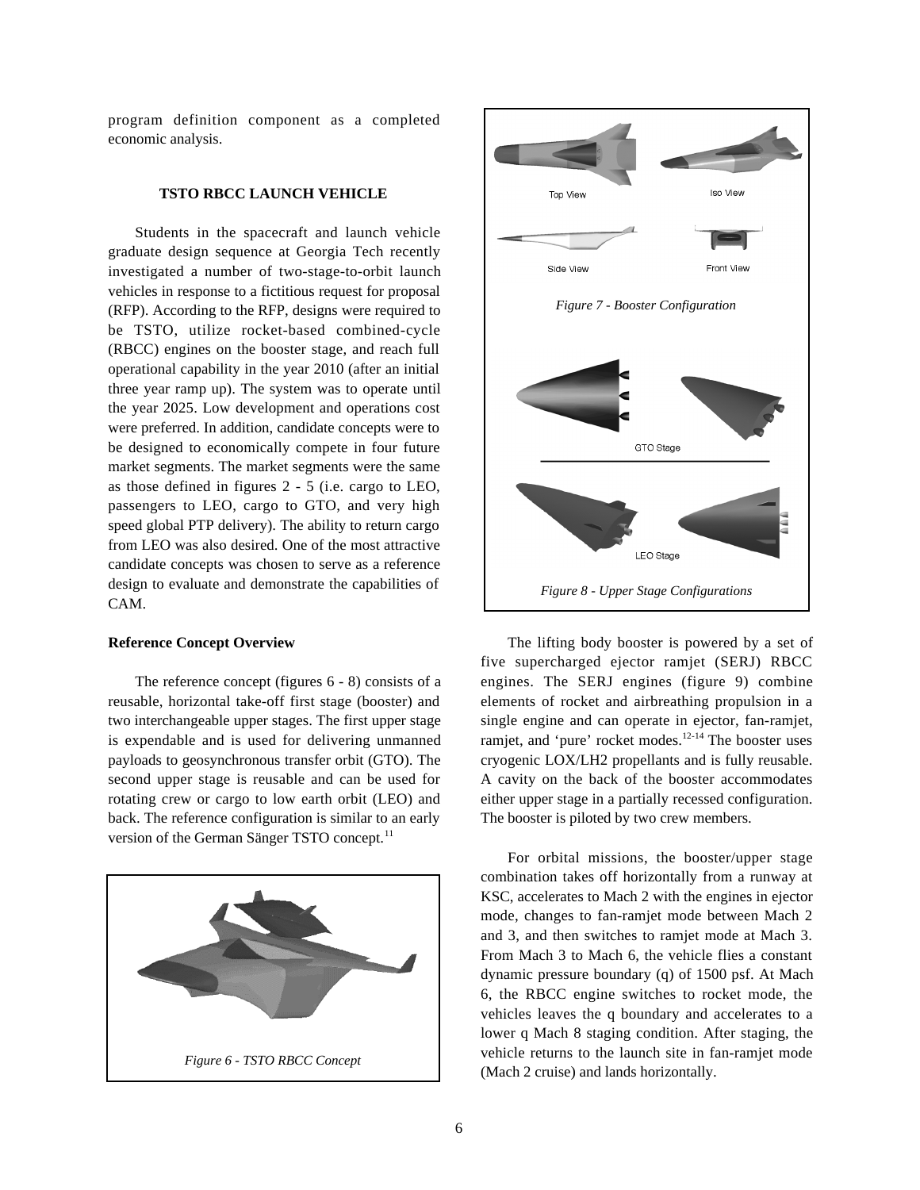program definition component as a completed economic analysis.

## TSTO RBCC LAUNCH VEHICLE

Students in the spacecraft and launch vehicle graduate design sequence at Georgia Tech recently investigated a number of two-stage-to-orbit launch vehicles in response to a fictitious request for proposal (RFP). According to the RFP, designs were required to be TSTO, utilize rocket-based combined-cycle (RBCC) engines on the booster stage, and reach full operational capability in the year 2010 (after an initial three year ramp up). The system was to operate until the year 2025. Low development and operations cost were preferred. In addition, candidate concepts were to be designed to economically compete in four future market segments. The market segments were the same as those defined in figures 2 - 5 (i.e. cargo to LEO, passengers to LEO, cargo to GTO, and very high speed global PTP delivery). The ability to return cargo from LEO was also desired. One of the most attractive candidate concepts was chosen to serve as a reference design to evaluate and demonstrate the capabilities of CAM.

### Reference Concept Overview

The reference concept (figures 6 - 8) consists of a reusable, horizontal take-off first stage (booster) and two interchangeable upper stages. The first upper stage is expendable and is used for delivering unmanned payloads to geosynchronous transfer orbit (GTO). The second upper stage is reusable and can be used for rotating crew or cargo to low earth orbit (LEO) and back. The reference configuration is similar to an early version of the German Sänger TSTO concept.[11]

*Figure 6 - TSTO RBCC Concept*

Top View Iso View Side View Front View

*Figure 7 - Booster Configuration*

GTO Stage

LEO Stage

*Figure 8 - Upper Stage Configurations*

The lifting body booster is powered by a set of five supercharged ejector ramjet (SERJ) RBCC engines. The SERJ engines (figure 9) combine elements of rocket and airbreathing propulsion in a single engine and can operate in ejector, fan-ramjet, ramjet, and 'pure' rocket modes.[12-14] The booster uses cryogenic LOX/LH2 propellants and is fully reusable. A cavity on the back of the booster accommodates either upper stage in a partially recessed configuration. The booster is piloted by two crew members.

For orbital missions, the booster/upper stage combination takes off horizontally from a runway at KSC, accelerates to Mach 2 with the engines in ejector mode, changes to fan-ramjet mode between Mach 2 and 3, and then switches to ramjet mode at Mach 3. From Mach 3 to Mach 6, the vehicle flies a constant dynamic pressure boundary (q) of 1500 psf. At Mach 6, the RBCC engine switches to rocket mode, the vehicles leaves the q boundary and accelerates to a lower q Mach 8 staging condition. After staging, the vehicle returns to the launch site in fan-ramjet mode (Mach 2 cruise) and lands horizontally.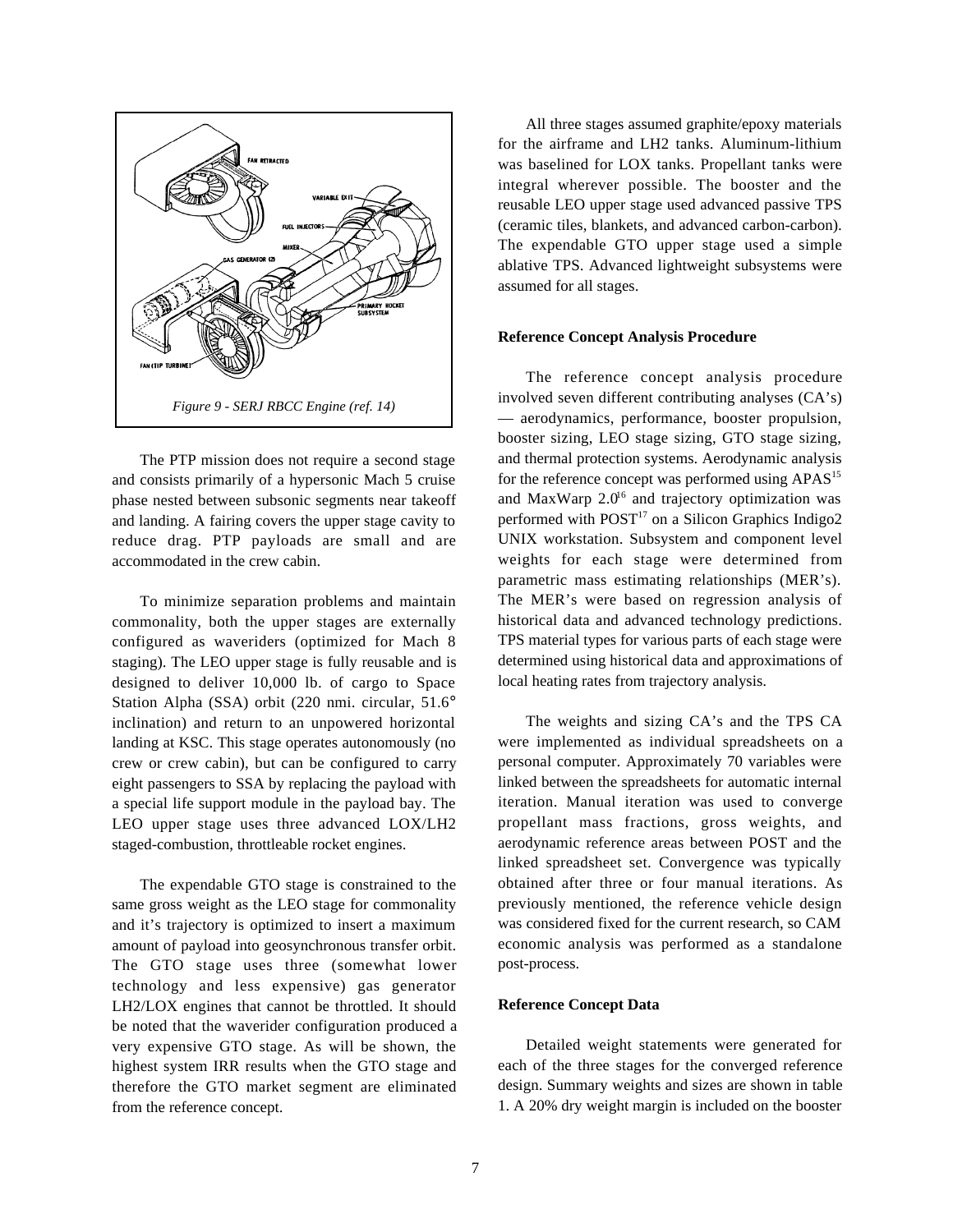Figure 9 - SERJ RBCC Engine (ref. 14)

The PTP mission does not require a second stage and consists primarily of a hypersonic Mach 5 cruise phase nested between subsonic segments near takeoff and landing. A fairing covers the upper stage cavity to reduce drag. PTP payloads are small and are accommodated in the crew cabin.

To minimize separation problems and maintain commonality, both the upper stages are externally configured as waveriders (optimized for Mach 8 staging). The LEO upper stage is fully reusable and is designed to deliver 10,000 lb. of cargo to Space Station Alpha (SSA) orbit (220 nmi. circular, 51.6° inclination) and return to an unpowered horizontal landing at KSC. This stage operates autonomously (no crew or crew cabin), but can be configured to carry eight passengers to SSA by replacing the payload with a special life support module in the payload bay. The LEO upper stage uses three advanced LOX/LH2 staged-combustion, throttleable rocket engines.

The expendable GTO stage is constrained to the same gross weight as the LEO stage for commonality and it's trajectory is optimized to insert a maximum amount of payload into geosynchronous transfer orbit. The GTO stage uses three (somewhat lower technology and less expensive) gas generator LH2/LOX engines that cannot be throttled. It should be noted that the waverider configuration produced a very expensive GTO stage. As will be shown, the highest system IRR results when the GTO stage and therefore the GTO market segment are eliminated from the reference concept.

All three stages assumed graphite/epoxy materials for the airframe and LH2 tanks. Aluminum-lithium was baselined for LOX tanks. Propellant tanks were integral wherever possible. The booster and the reusable LEO upper stage used advanced passive TPS (ceramic tiles, blankets, and advanced carbon-carbon). The expendable GTO upper stage used a simple ablative TPS. Advanced lightweight subsystems were assumed for all stages.

#### Reference Concept Analysis Procedure

The reference concept analysis procedure involved seven different contributing analyses (CA's) — aerodynamics, performance, booster propulsion, booster sizing, LEO stage sizing, GTO stage sizing, and thermal protection systems. Aerodynamic analysis for the reference concept was performed using APAS[15] and MaxWarp 2.0[16] and trajectory optimization was performed with POST[17] on a Silicon Graphics Indigo2 UNIX workstation. Subsystem and component level weights for each stage were determined from parametric mass estimating relationships (MER's). The MER's were based on regression analysis of historical data and advanced technology predictions. TPS material types for various parts of each stage were determined using historical data and approximations of local heating rates from trajectory analysis.

The weights and sizing CA's and the TPS CA were implemented as individual spreadsheets on a personal computer. Approximately 70 variables were linked between the spreadsheets for automatic internal iteration. Manual iteration was used to converge propellant mass fractions, gross weights, and aerodynamic reference areas between POST and the linked spreadsheet set. Convergence was typically obtained after three or four manual iterations. As previously mentioned, the reference vehicle design was considered fixed for the current research, so CAM economic analysis was performed as a standalone post-process.

#### Reference Concept Data

Detailed weight statements were generated for each of the three stages for the converged reference design. Summary weights and sizes are shown in table 1. A 20% dry weight margin is included on the booster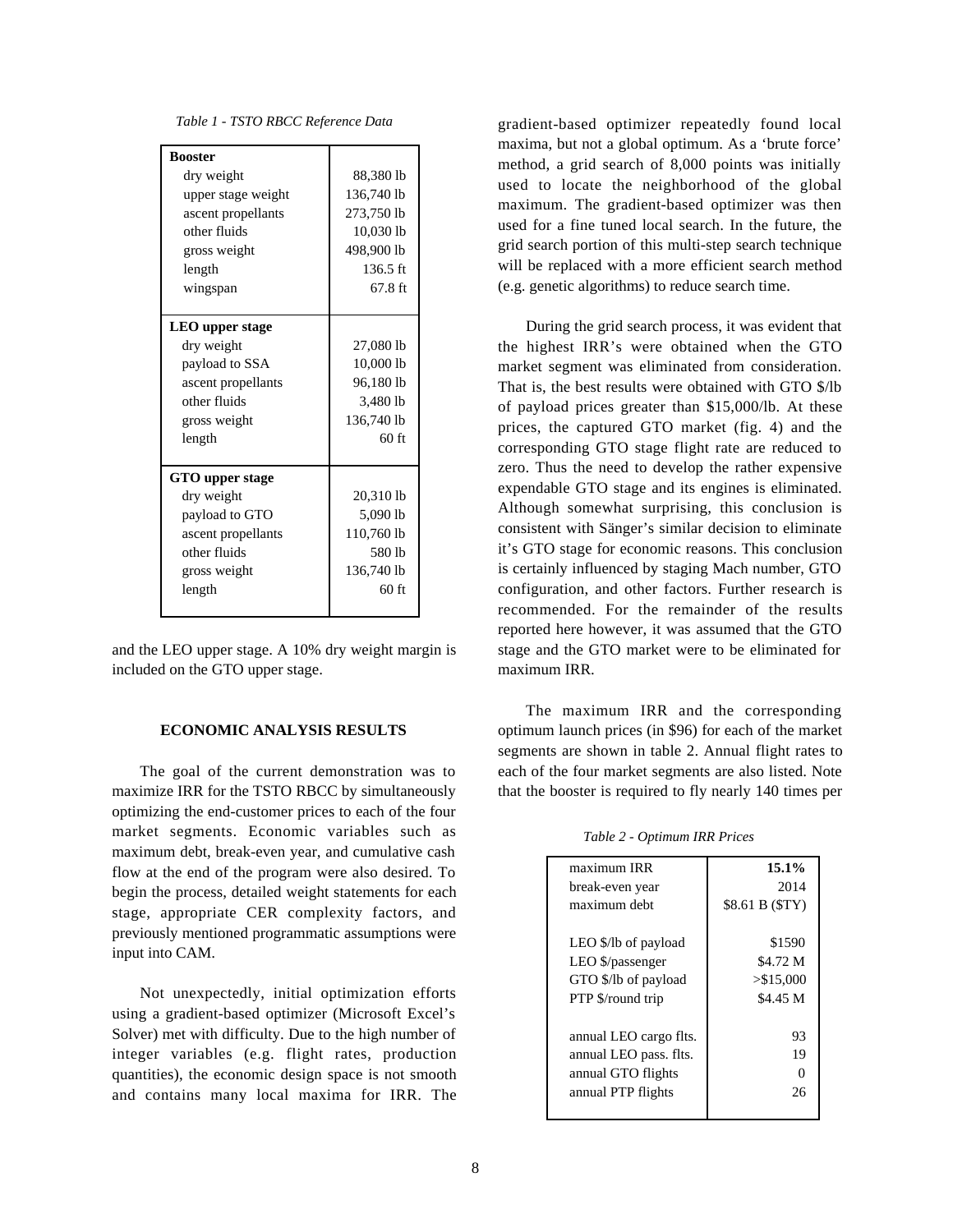*Table 1 - TSTO RBCC Reference Data*

| | |
|---|---|
| **Booster** | |
| dry weight | 88,380 lb |
| upper stage weight | 136,740 lb |
| ascent propellants | 273,750 lb |
| other fluids | 10,030 lb |
| gross weight | 498,900 lb |
| length | 136.5 ft |
| wingspan | 67.8 ft |
| **LEO upper stage** | |
| dry weight | 27,080 lb |
| payload to SSA | 10,000 lb |
| ascent propellants | 96,180 lb |
| other fluids | 3,480 lb |
| gross weight | 136,740 lb |
| length | 60 ft |
| **GTO upper stage** | |
| dry weight | 20,310 lb |
| payload to GTO | 5,090 lb |
| ascent propellants | 110,760 lb |
| other fluids | 580 lb |
| gross weight | 136,740 lb |
| length | 60 ft |

and the LEO upper stage. A 10% dry weight margin is included on the GTO upper stage.

## ECONOMIC ANALYSIS RESULTS

The goal of the current demonstration was to maximize IRR for the TSTO RBCC by simultaneously optimizing the end-customer prices to each of the four market segments. Economic variables such as maximum debt, break-even year, and cumulative cash flow at the end of the program were also desired. To begin the process, detailed weight statements for each stage, appropriate CER complexity factors, and previously mentioned programmatic assumptions were input into CAM.

Not unexpectedly, initial optimization efforts using a gradient-based optimizer (Microsoft Excel's Solver) met with difficulty. Due to the high number of integer variables (e.g. flight rates, production quantities), the economic design space is not smooth and contains many local maxima for IRR. The gradient-based optimizer repeatedly found local maxima, but not a global optimum. As a 'brute force' method, a grid search of 8,000 points was initially used to locate the neighborhood of the global maximum. The gradient-based optimizer was then used for a fine tuned local search. In the future, the grid search portion of this multi-step search technique will be replaced with a more efficient search method (e.g. genetic algorithms) to reduce search time.

During the grid search process, it was evident that the highest IRR's were obtained when the GTO market segment was eliminated from consideration. That is, the best results were obtained with GTO $/lb of payload prices greater than $15,000/lb. At these prices, the captured GTO market (fig. 4) and the corresponding GTO stage flight rate are reduced to zero. Thus the need to develop the rather expensive expendable GTO stage and its engines is eliminated. Although somewhat surprising, this conclusion is consistent with Sänger's similar decision to eliminate it's GTO stage for economic reasons. This conclusion is certainly influenced by staging Mach number, GTO configuration, and other factors. Further research is recommended. For the remainder of the results reported here however, it was assumed that the GTO stage and the GTO market were to be eliminated for maximum IRR.

The maximum IRR and the corresponding optimum launch prices (in $96) for each of the market segments are shown in table 2. Annual flight rates to each of the four market segments are also listed. Note that the booster is required to fly nearly 140 times per

*Table 2 - Optimum IRR Prices*

| | |
|---|---|
| maximum IRR | **15.1%** |
| break-even year | 2014 |
| maximum debt | $8.61 B ($TY) |
| LEO $/lb of payload | $1590 |
| LEO $/passenger | $4.72 M |
| GTO $/lb of payload | >$15,000 |
| PTP $/round trip | $4.45 M |
| annual LEO cargo flts. | 93 |
| annual LEO pass. flts. | 19 |
| annual GTO flights | 0 |
| annual PTP flights | 26 |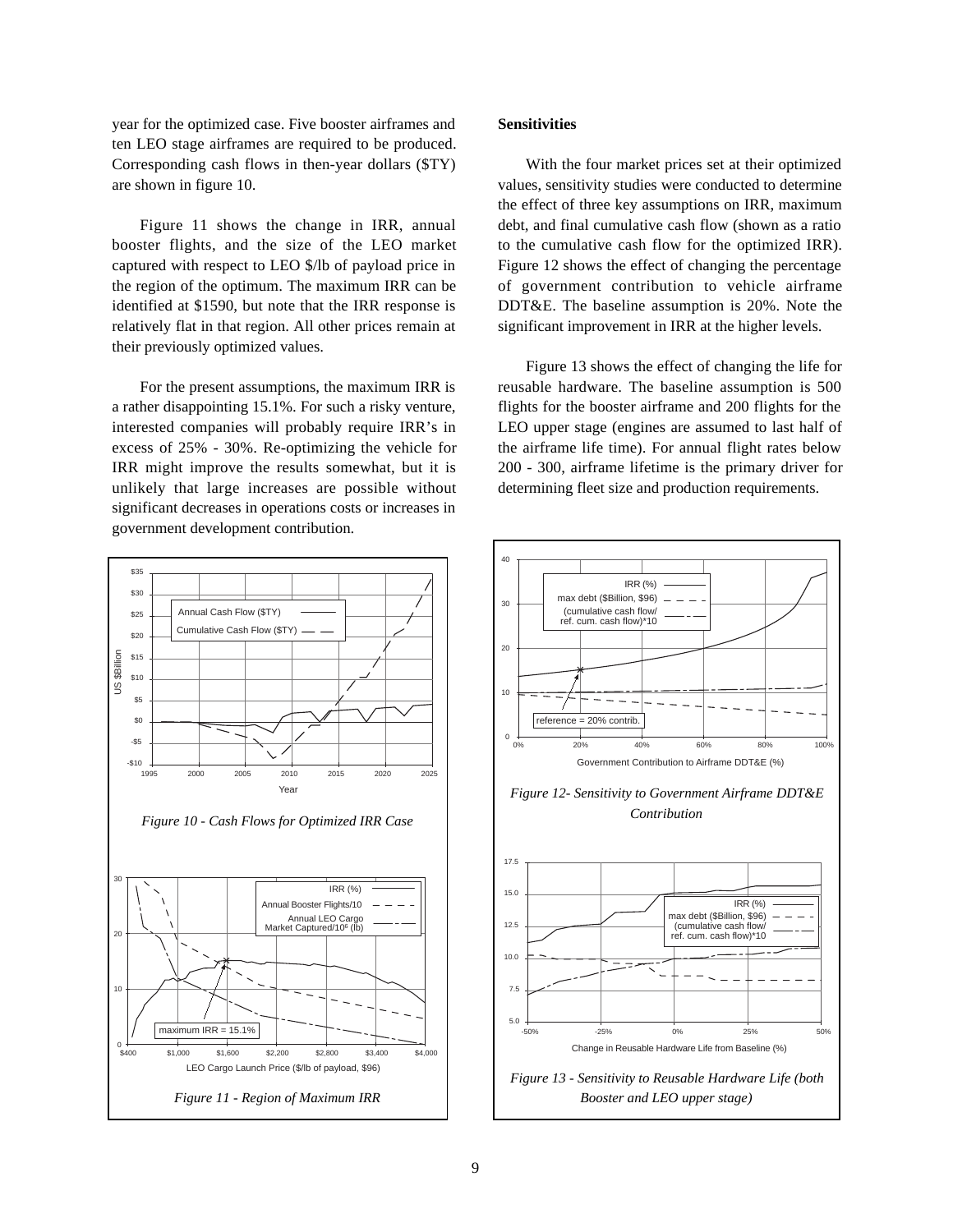year for the optimized case. Five booster airframes and ten LEO stage airframes are required to be produced. Corresponding cash flows in then-year dollars ($TY) are shown in figure 10.

Figure 11 shows the change in IRR, annual booster flights, and the size of the LEO market captured with respect to LEO $/lb of payload price in the region of the optimum. The maximum IRR can be identified at $1590, but note that the IRR response is relatively flat in that region. All other prices remain at their previously optimized values.

For the present assumptions, the maximum IRR is a rather disappointing 15.1%. For such a risky venture, interested companies will probably require IRR's in excess of 25% - 30%. Re-optimizing the vehicle for IRR might improve the results somewhat, but it is unlikely that large increases are possible without significant decreases in operations costs or increases in government development contribution.

*Figure 10 - Cash Flows for Optimized IRR Case*

*Figure 11 - Region of Maximum IRR*

**Sensitivities**

With the four market prices set at their optimized values, sensitivity studies were conducted to determine the effect of three key assumptions on IRR, maximum debt, and final cumulative cash flow (shown as a ratio to the cumulative cash flow for the optimized IRR). Figure 12 shows the effect of changing the percentage of government contribution to vehicle airframe DDT&E. The baseline assumption is 20%. Note the significant improvement in IRR at the higher levels.

Figure 13 shows the effect of changing the life for reusable hardware. The baseline assumption is 500 flights for the booster airframe and 200 flights for the LEO upper stage (engines are assumed to last half of the airframe life time). For annual flight rates below 200 - 300, airframe lifetime is the primary driver for determining fleet size and production requirements.

*Figure 12- Sensitivity to Government Airframe DDT&E Contribution*

*Figure 13 - Sensitivity to Reusable Hardware Life (both Booster and LEO upper stage)*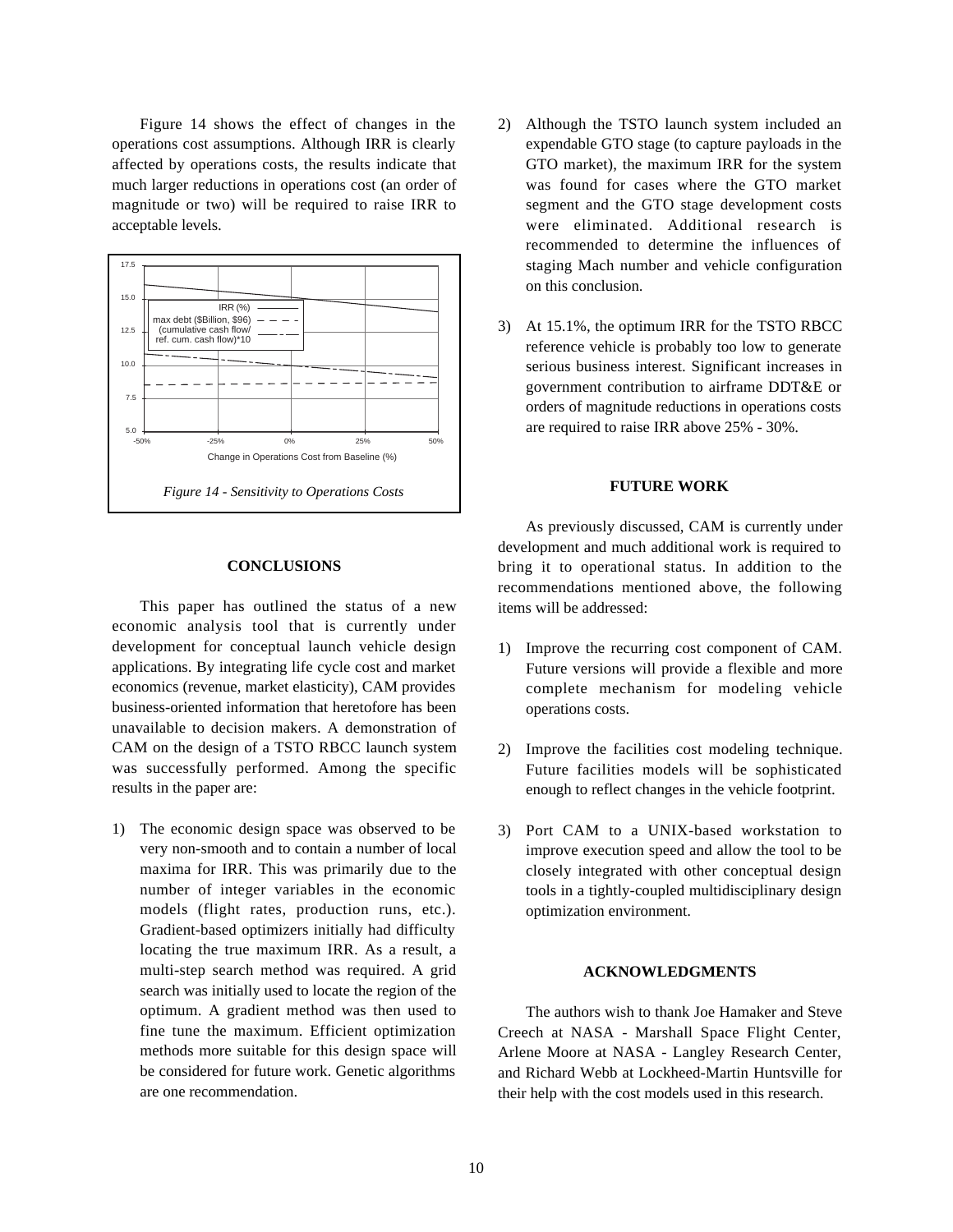Figure 14 shows the effect of changes in the operations cost assumptions. Although IRR is clearly affected by operations costs, the results indicate that much larger reductions in operations cost (an order of magnitude or two) will be required to raise IRR to acceptable levels.

*Figure 14 - Sensitivity to Operations Costs*

## CONCLUSIONS

This paper has outlined the status of a new economic analysis tool that is currently under development for conceptual launch vehicle design applications. By integrating life cycle cost and market economics (revenue, market elasticity), CAM provides business-oriented information that heretofore has been unavailable to decision makers. A demonstration of CAM on the design of a TSTO RBCC launch system was successfully performed. Among the specific results in the paper are:

1) The economic design space was observed to be very non-smooth and to contain a number of local maxima for IRR. This was primarily due to the number of integer variables in the economic models (flight rates, production runs, etc.). Gradient-based optimizers initially had difficulty locating the true maximum IRR. As a result, a multi-step search method was required. A grid search was initially used to locate the region of the optimum. A gradient method was then used to fine tune the maximum. Efficient optimization methods more suitable for this design space will be considered for future work. Genetic algorithms are one recommendation.

2) Although the TSTO launch system included an expendable GTO stage (to capture payloads in the GTO market), the maximum IRR for the system was found for cases where the GTO market segment and the GTO stage development costs were eliminated. Additional research is recommended to determine the influences of staging Mach number and vehicle configuration on this conclusion.

3) At 15.1%, the optimum IRR for the TSTO RBCC reference vehicle is probably too low to generate serious business interest. Significant increases in government contribution to airframe DDT&E or orders of magnitude reductions in operations costs are required to raise IRR above 25% - 30%.

## FUTURE WORK

As previously discussed, CAM is currently under development and much additional work is required to bring it to operational status. In addition to the recommendations mentioned above, the following items will be addressed:

1) Improve the recurring cost component of CAM. Future versions will provide a flexible and more complete mechanism for modeling vehicle operations costs.

2) Improve the facilities cost modeling technique. Future facilities models will be sophisticated enough to reflect changes in the vehicle footprint.

3) Port CAM to a UNIX-based workstation to improve execution speed and allow the tool to be closely integrated with other conceptual design tools in a tightly-coupled multidisciplinary design optimization environment.

## ACKNOWLEDGMENTS

The authors wish to thank Joe Hamaker and Steve Creech at NASA - Marshall Space Flight Center, Arlene Moore at NASA - Langley Research Center, and Richard Webb at Lockheed-Martin Huntsville for their help with the cost models used in this research.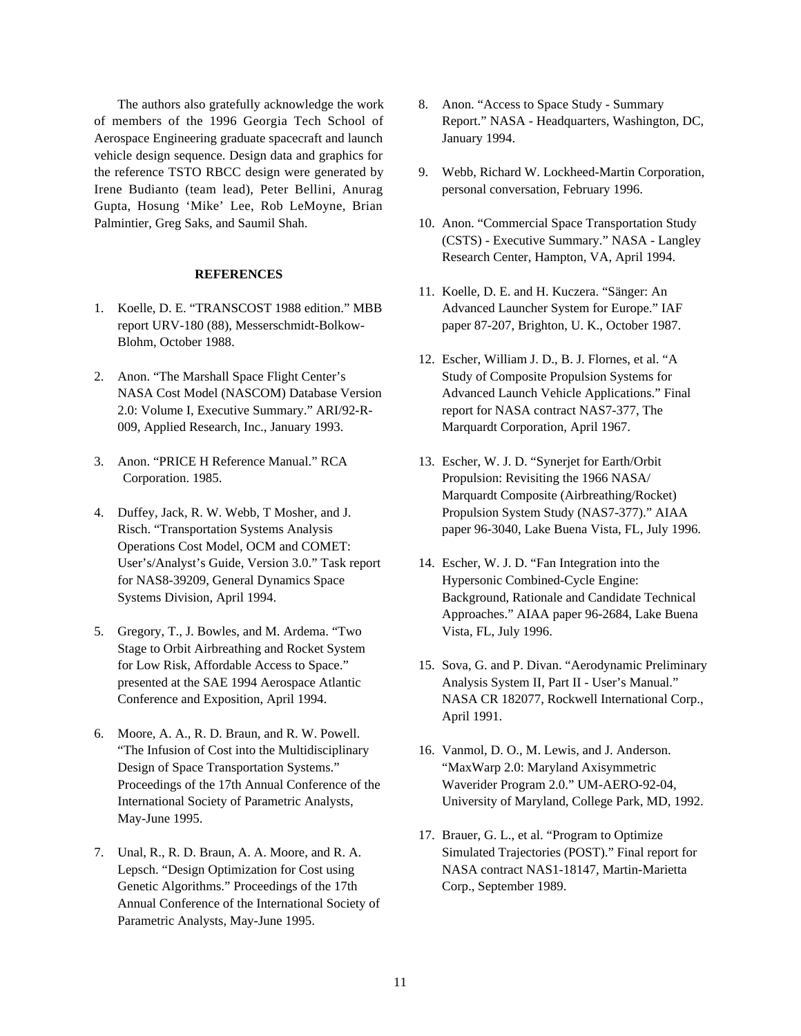The authors also gratefully acknowledge the work of members of the 1996 Georgia Tech School of Aerospace Engineering graduate spacecraft and launch vehicle design sequence. Design data and graphics for the reference TSTO RBCC design were generated by Irene Budianto (team lead), Peter Bellini, Anurag Gupta, Hosung 'Mike' Lee, Rob LeMoyne, Brian Palmintier, Greg Saks, and Saumil Shah.

**REFERENCES**

1. Koelle, D. E. "TRANSCOST 1988 edition." MBB report URV-180 (88), Messerschmidt-Bolkow-Blohm, October 1988.

2. Anon. "The Marshall Space Flight Center's NASA Cost Model (NASCOM) Database Version 2.0: Volume I, Executive Summary." ARI/92-R-009, Applied Research, Inc., January 1993.

3. Anon. "PRICE H Reference Manual." RCA Corporation. 1985.

4. Duffey, Jack, R. W. Webb, T Mosher, and J. Risch. "Transportation Systems Analysis Operations Cost Model, OCM and COMET: User's/Analyst's Guide, Version 3.0." Task report for NAS8-39209, General Dynamics Space Systems Division, April 1994.

5. Gregory, T., J. Bowles, and M. Ardema. "Two Stage to Orbit Airbreathing and Rocket System for Low Risk, Affordable Access to Space." presented at the SAE 1994 Aerospace Atlantic Conference and Exposition, April 1994.

6. Moore, A. A., R. D. Braun, and R. W. Powell. "The Infusion of Cost into the Multidisciplinary Design of Space Transportation Systems." Proceedings of the 17th Annual Conference of the International Society of Parametric Analysts, May-June 1995.

7. Unal, R., R. D. Braun, A. A. Moore, and R. A. Lepsch. "Design Optimization for Cost using Genetic Algorithms." Proceedings of the 17th Annual Conference of the International Society of Parametric Analysts, May-June 1995.

8. Anon. "Access to Space Study - Summary Report." NASA - Headquarters, Washington, DC, January 1994.

9. Webb, Richard W. Lockheed-Martin Corporation, personal conversation, February 1996.

10. Anon. "Commercial Space Transportation Study (CSTS) - Executive Summary." NASA - Langley Research Center, Hampton, VA, April 1994.

11. Koelle, D. E. and H. Kuczera. "Sänger: An Advanced Launcher System for Europe." IAF paper 87-207, Brighton, U. K., October 1987.

12. Escher, William J. D., B. J. Flornes, et al. "A Study of Composite Propulsion Systems for Advanced Launch Vehicle Applications." Final report for NASA contract NAS7-377, The Marquardt Corporation, April 1967.

13. Escher, W. J. D. "Synerjet for Earth/Orbit Propulsion: Revisiting the 1966 NASA/ Marquardt Composite (Airbreathing/Rocket) Propulsion System Study (NAS7-377)." AIAA paper 96-3040, Lake Buena Vista, FL, July 1996.

14. Escher, W. J. D. "Fan Integration into the Hypersonic Combined-Cycle Engine: Background, Rationale and Candidate Technical Approaches." AIAA paper 96-2684, Lake Buena Vista, FL, July 1996.

15. Sova, G. and P. Divan. "Aerodynamic Preliminary Analysis System II, Part II - User's Manual." NASA CR 182077, Rockwell International Corp., April 1991.

16. Vanmol, D. O., M. Lewis, and J. Anderson. "MaxWarp 2.0: Maryland Axisymmetric Waverider Program 2.0." UM-AERO-92-04, University of Maryland, College Park, MD, 1992.

17. Brauer, G. L., et al. "Program to Optimize Simulated Trajectories (POST)." Final report for NASA contract NAS1-18147, Martin-Marietta Corp., September 1989.